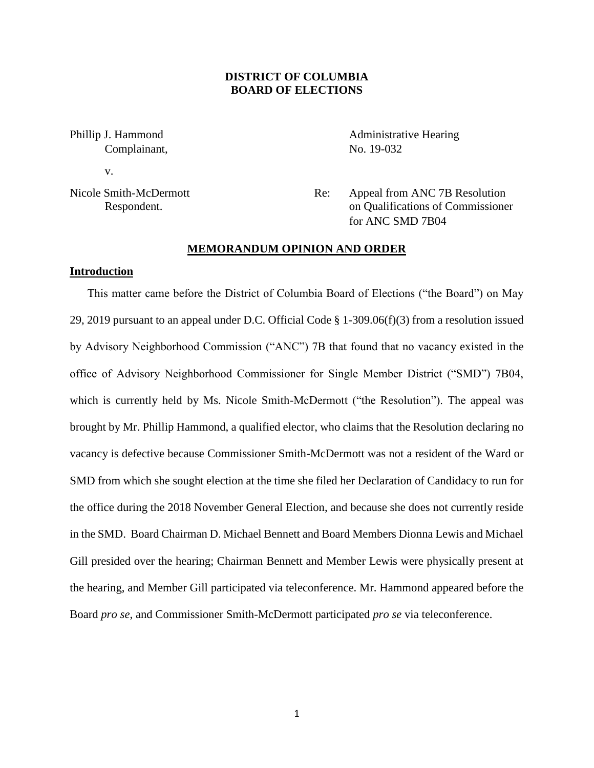**DISTRICT OF COLUMBIA**
**BOARD OF ELECTIONS**

Phillip J. Hammond
Complainant,

v.

Nicole Smith-McDermott
Respondent.

Administrative Hearing
No. 19-032

Re: Appeal from ANC 7B Resolution on Qualifications of Commissioner for ANC SMD 7B04

**MEMORANDUM OPINION AND ORDER**

**Introduction**

This matter came before the District of Columbia Board of Elections ("the Board") on May 29, 2019 pursuant to an appeal under D.C. Official Code § 1-309.06(f)(3) from a resolution issued by Advisory Neighborhood Commission ("ANC") 7B that found that no vacancy existed in the office of Advisory Neighborhood Commissioner for Single Member District ("SMD") 7B04, which is currently held by Ms. Nicole Smith-McDermott ("the Resolution"). The appeal was brought by Mr. Phillip Hammond, a qualified elector, who claims that the Resolution declaring no vacancy is defective because Commissioner Smith-McDermott was not a resident of the Ward or SMD from which she sought election at the time she filed her Declaration of Candidacy to run for the office during the 2018 November General Election, and because she does not currently reside in the SMD. Board Chairman D. Michael Bennett and Board Members Dionna Lewis and Michael Gill presided over the hearing; Chairman Bennett and Member Lewis were physically present at the hearing, and Member Gill participated via teleconference. Mr. Hammond appeared before the Board *pro se*, and Commissioner Smith-McDermott participated *pro se* via teleconference.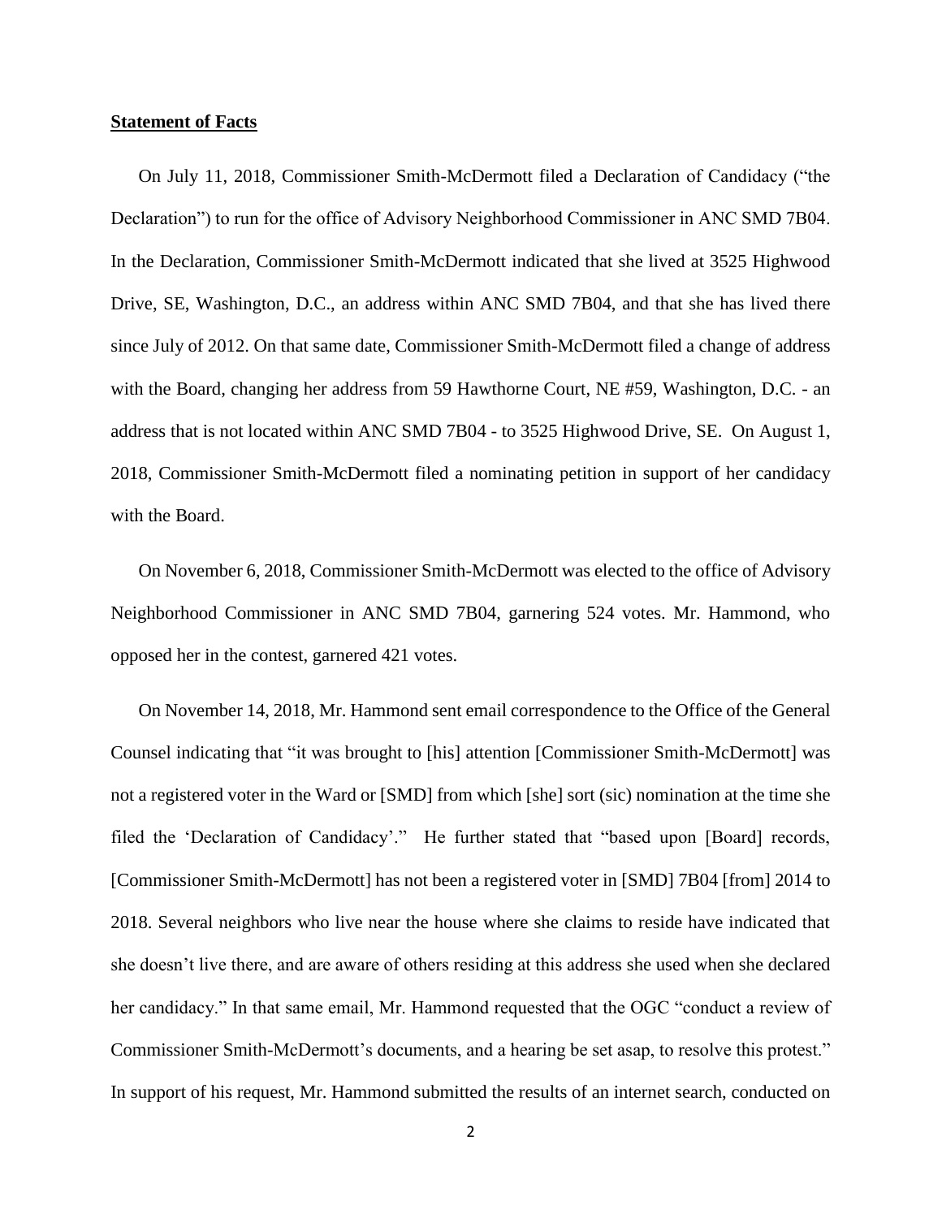**Statement of Facts**

On July 11, 2018, Commissioner Smith-McDermott filed a Declaration of Candidacy ("the Declaration") to run for the office of Advisory Neighborhood Commissioner in ANC SMD 7B04. In the Declaration, Commissioner Smith-McDermott indicated that she lived at 3525 Highwood Drive, SE, Washington, D.C., an address within ANC SMD 7B04, and that she has lived there since July of 2012. On that same date, Commissioner Smith-McDermott filed a change of address with the Board, changing her address from 59 Hawthorne Court, NE #59, Washington, D.C. - an address that is not located within ANC SMD 7B04 - to 3525 Highwood Drive, SE. On August 1, 2018, Commissioner Smith-McDermott filed a nominating petition in support of her candidacy with the Board.

On November 6, 2018, Commissioner Smith-McDermott was elected to the office of Advisory Neighborhood Commissioner in ANC SMD 7B04, garnering 524 votes. Mr. Hammond, who opposed her in the contest, garnered 421 votes.

On November 14, 2018, Mr. Hammond sent email correspondence to the Office of the General Counsel indicating that "it was brought to [his] attention [Commissioner Smith-McDermott] was not a registered voter in the Ward or [SMD] from which [she] sort (sic) nomination at the time she filed the 'Declaration of Candidacy'." He further stated that "based upon [Board] records, [Commissioner Smith-McDermott] has not been a registered voter in [SMD] 7B04 [from] 2014 to 2018. Several neighbors who live near the house where she claims to reside have indicated that she doesn't live there, and are aware of others residing at this address she used when she declared her candidacy." In that same email, Mr. Hammond requested that the OGC "conduct a review of Commissioner Smith-McDermott's documents, and a hearing be set asap, to resolve this protest." In support of his request, Mr. Hammond submitted the results of an internet search, conducted on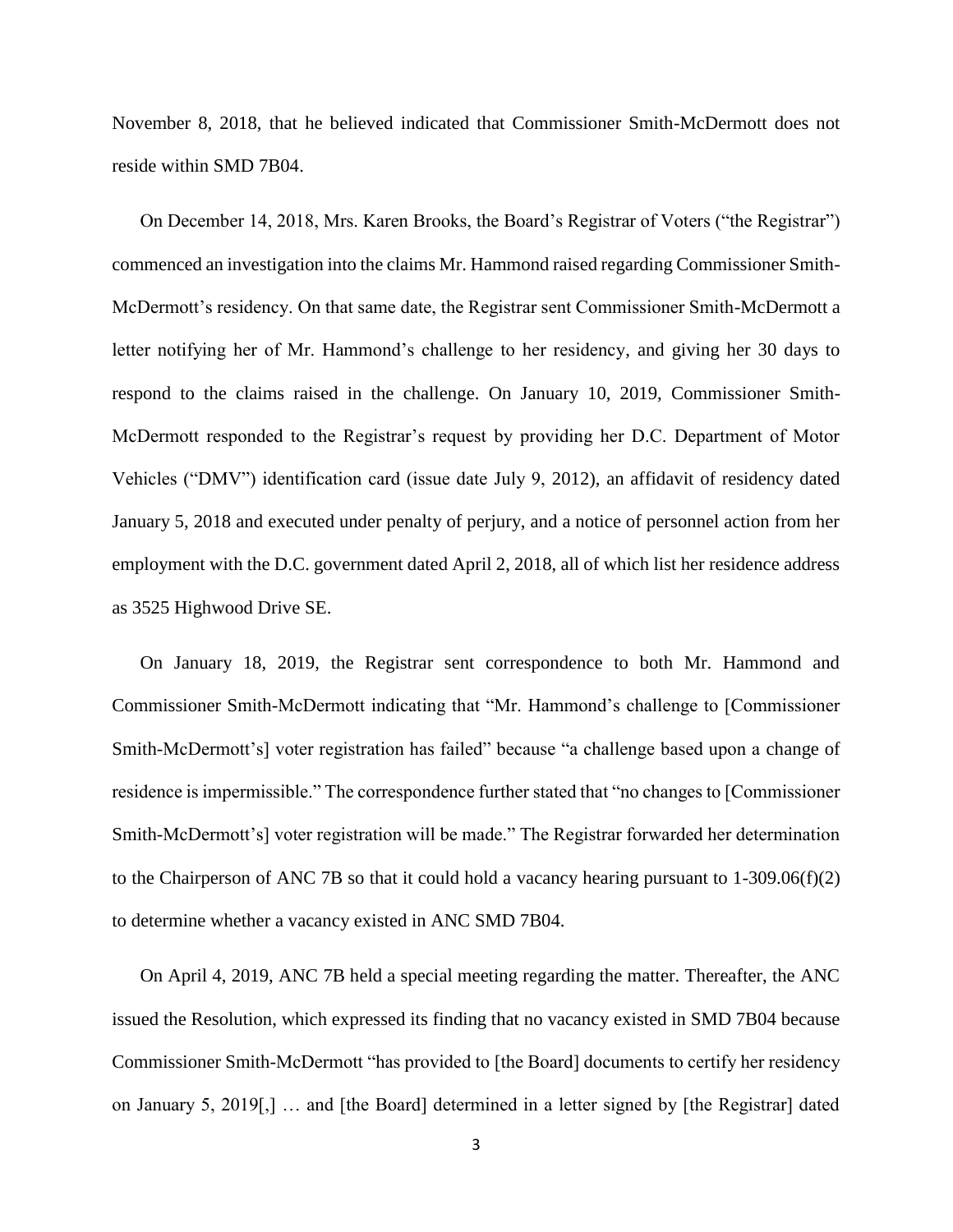November 8, 2018, that he believed indicated that Commissioner Smith-McDermott does not reside within SMD 7B04.

On December 14, 2018, Mrs. Karen Brooks, the Board's Registrar of Voters ("the Registrar") commenced an investigation into the claims Mr. Hammond raised regarding Commissioner Smith-McDermott's residency. On that same date, the Registrar sent Commissioner Smith-McDermott a letter notifying her of Mr. Hammond's challenge to her residency, and giving her 30 days to respond to the claims raised in the challenge. On January 10, 2019, Commissioner Smith-McDermott responded to the Registrar's request by providing her D.C. Department of Motor Vehicles ("DMV") identification card (issue date July 9, 2012), an affidavit of residency dated January 5, 2018 and executed under penalty of perjury, and a notice of personnel action from her employment with the D.C. government dated April 2, 2018, all of which list her residence address as 3525 Highwood Drive SE.

On January 18, 2019, the Registrar sent correspondence to both Mr. Hammond and Commissioner Smith-McDermott indicating that "Mr. Hammond's challenge to [Commissioner Smith-McDermott's] voter registration has failed" because "a challenge based upon a change of residence is impermissible." The correspondence further stated that "no changes to [Commissioner Smith-McDermott's] voter registration will be made." The Registrar forwarded her determination to the Chairperson of ANC 7B so that it could hold a vacancy hearing pursuant to 1-309.06(f)(2) to determine whether a vacancy existed in ANC SMD 7B04.

On April 4, 2019, ANC 7B held a special meeting regarding the matter. Thereafter, the ANC issued the Resolution, which expressed its finding that no vacancy existed in SMD 7B04 because Commissioner Smith-McDermott "has provided to [the Board] documents to certify her residency on January 5, 2019[,] … and [the Board] determined in a letter signed by [the Registrar] dated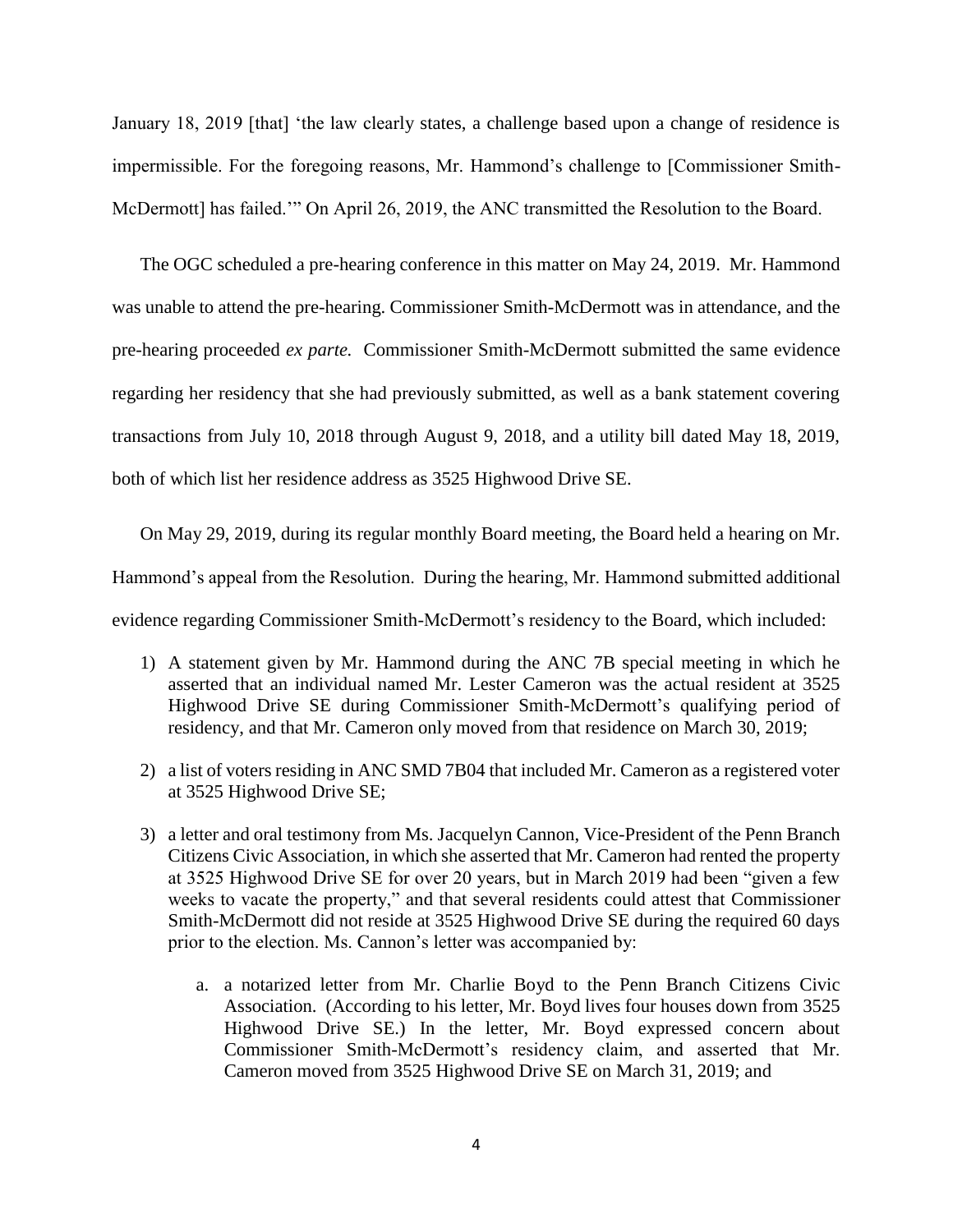January 18, 2019 [that] 'the law clearly states, a challenge based upon a change of residence is impermissible. For the foregoing reasons, Mr. Hammond's challenge to [Commissioner Smith-McDermott] has failed.'" On April 26, 2019, the ANC transmitted the Resolution to the Board.

The OGC scheduled a pre-hearing conference in this matter on May 24, 2019. Mr. Hammond was unable to attend the pre-hearing. Commissioner Smith-McDermott was in attendance, and the pre-hearing proceeded *ex parte.* Commissioner Smith-McDermott submitted the same evidence regarding her residency that she had previously submitted, as well as a bank statement covering transactions from July 10, 2018 through August 9, 2018, and a utility bill dated May 18, 2019, both of which list her residence address as 3525 Highwood Drive SE.

On May 29, 2019, during its regular monthly Board meeting, the Board held a hearing on Mr. Hammond's appeal from the Resolution. During the hearing, Mr. Hammond submitted additional evidence regarding Commissioner Smith-McDermott's residency to the Board, which included:

1) A statement given by Mr. Hammond during the ANC 7B special meeting in which he asserted that an individual named Mr. Lester Cameron was the actual resident at 3525 Highwood Drive SE during Commissioner Smith-McDermott's qualifying period of residency, and that Mr. Cameron only moved from that residence on March 30, 2019;
2) a list of voters residing in ANC SMD 7B04 that included Mr. Cameron as a registered voter at 3525 Highwood Drive SE;
3) a letter and oral testimony from Ms. Jacquelyn Cannon, Vice-President of the Penn Branch Citizens Civic Association, in which she asserted that Mr. Cameron had rented the property at 3525 Highwood Drive SE for over 20 years, but in March 2019 had been "given a few weeks to vacate the property," and that several residents could attest that Commissioner Smith-McDermott did not reside at 3525 Highwood Drive SE during the required 60 days prior to the election. Ms. Cannon's letter was accompanied by:
    a. a notarized letter from Mr. Charlie Boyd to the Penn Branch Citizens Civic Association. (According to his letter, Mr. Boyd lives four houses down from 3525 Highwood Drive SE.) In the letter, Mr. Boyd expressed concern about Commissioner Smith-McDermott's residency claim, and asserted that Mr. Cameron moved from 3525 Highwood Drive SE on March 31, 2019; and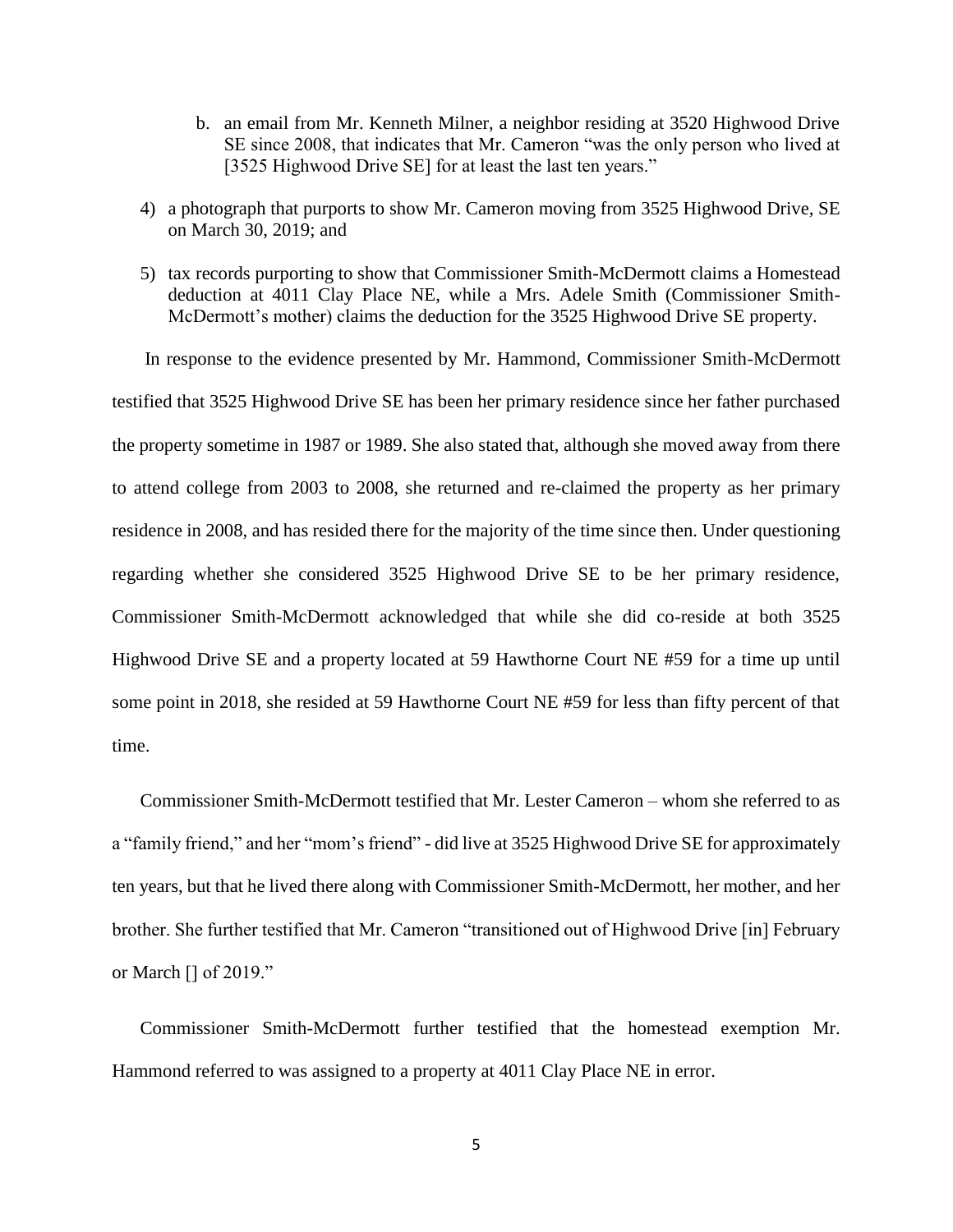b. an email from Mr. Kenneth Milner, a neighbor residing at 3520 Highwood Drive SE since 2008, that indicates that Mr. Cameron "was the only person who lived at [3525 Highwood Drive SE] for at least the last ten years."

4) a photograph that purports to show Mr. Cameron moving from 3525 Highwood Drive, SE on March 30, 2019; and

5) tax records purporting to show that Commissioner Smith-McDermott claims a Homestead deduction at 4011 Clay Place NE, while a Mrs. Adele Smith (Commissioner Smith-McDermott's mother) claims the deduction for the 3525 Highwood Drive SE property.

In response to the evidence presented by Mr. Hammond, Commissioner Smith-McDermott testified that 3525 Highwood Drive SE has been her primary residence since her father purchased the property sometime in 1987 or 1989. She also stated that, although she moved away from there to attend college from 2003 to 2008, she returned and re-claimed the property as her primary residence in 2008, and has resided there for the majority of the time since then. Under questioning regarding whether she considered 3525 Highwood Drive SE to be her primary residence, Commissioner Smith-McDermott acknowledged that while she did co-reside at both 3525 Highwood Drive SE and a property located at 59 Hawthorne Court NE #59 for a time up until some point in 2018, she resided at 59 Hawthorne Court NE #59 for less than fifty percent of that time.

Commissioner Smith-McDermott testified that Mr. Lester Cameron – whom she referred to as a "family friend," and her "mom's friend" - did live at 3525 Highwood Drive SE for approximately ten years, but that he lived there along with Commissioner Smith-McDermott, her mother, and her brother. She further testified that Mr. Cameron "transitioned out of Highwood Drive [in] February or March [] of 2019."

Commissioner Smith-McDermott further testified that the homestead exemption Mr. Hammond referred to was assigned to a property at 4011 Clay Place NE in error.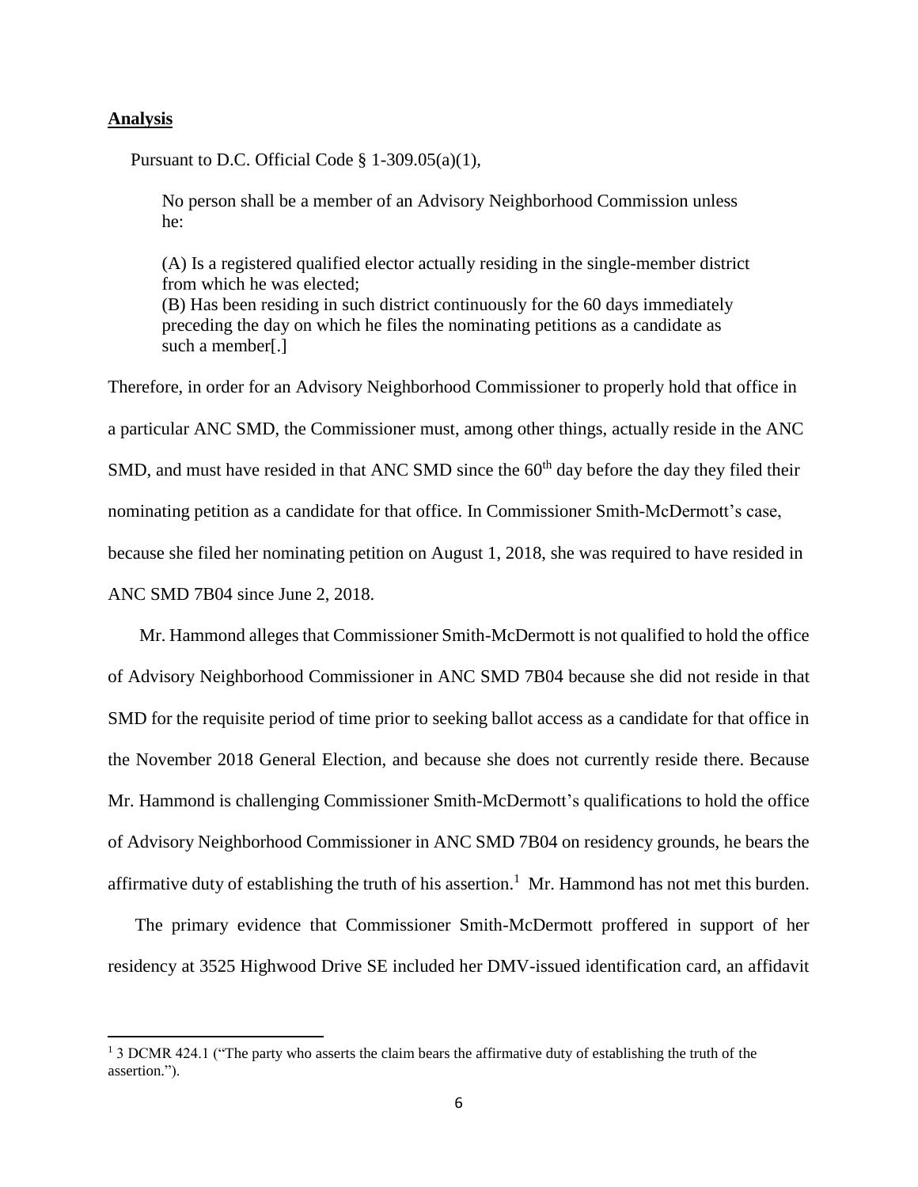## **Analysis**

Pursuant to D.C. Official Code § 1-309.05(a)(1),

> No person shall be a member of an Advisory Neighborhood Commission unless he:
>
> (A) Is a registered qualified elector actually residing in the single-member district from which he was elected;
> (B) Has been residing in such district continuously for the 60 days immediately preceding the day on which he files the nominating petitions as a candidate as such a member[.]

Therefore, in order for an Advisory Neighborhood Commissioner to properly hold that office in a particular ANC SMD, the Commissioner must, among other things, actually reside in the ANC SMD, and must have resided in that ANC SMD since the 60th day before the day they filed their nominating petition as a candidate for that office. In Commissioner Smith-McDermott's case, because she filed her nominating petition on August 1, 2018, she was required to have resided in ANC SMD 7B04 since June 2, 2018.

Mr. Hammond alleges that Commissioner Smith-McDermott is not qualified to hold the office of Advisory Neighborhood Commissioner in ANC SMD 7B04 because she did not reside in that SMD for the requisite period of time prior to seeking ballot access as a candidate for that office in the November 2018 General Election, and because she does not currently reside there. Because Mr. Hammond is challenging Commissioner Smith-McDermott's qualifications to hold the office of Advisory Neighborhood Commissioner in ANC SMD 7B04 on residency grounds, he bears the affirmative duty of establishing the truth of his assertion.[1] Mr. Hammond has not met this burden.

The primary evidence that Commissioner Smith-McDermott proffered in support of her residency at 3525 Highwood Drive SE included her DMV-issued identification card, an affidavit

---

[1] 3 DCMR 424.1 ("The party who asserts the claim bears the affirmative duty of establishing the truth of the assertion.").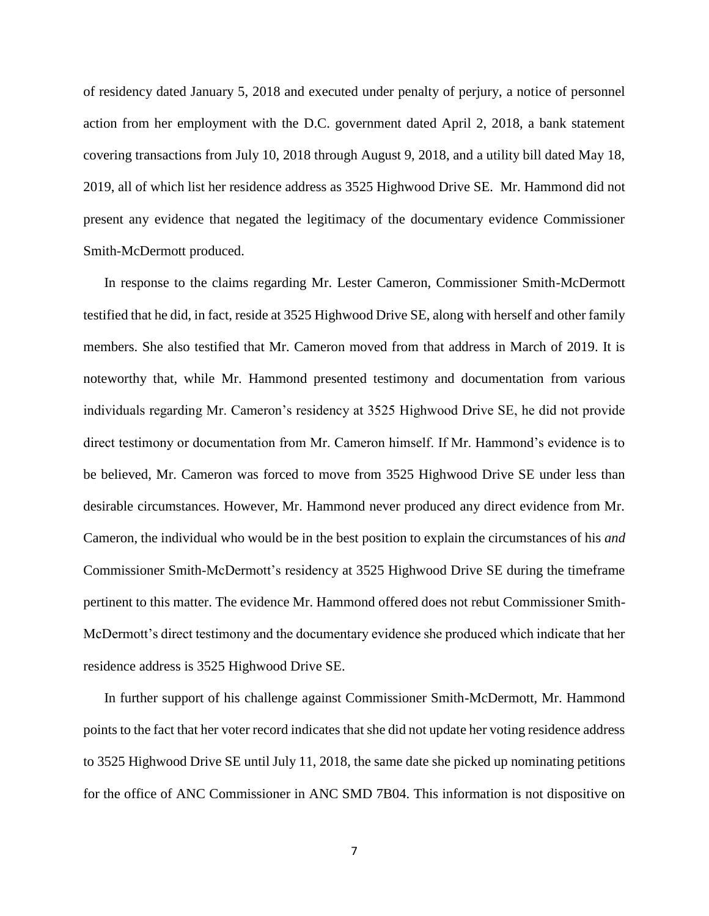of residency dated January 5, 2018 and executed under penalty of perjury, a notice of personnel action from her employment with the D.C. government dated April 2, 2018, a bank statement covering transactions from July 10, 2018 through August 9, 2018, and a utility bill dated May 18, 2019, all of which list her residence address as 3525 Highwood Drive SE. Mr. Hammond did not present any evidence that negated the legitimacy of the documentary evidence Commissioner Smith-McDermott produced.

In response to the claims regarding Mr. Lester Cameron, Commissioner Smith-McDermott testified that he did, in fact, reside at 3525 Highwood Drive SE, along with herself and other family members. She also testified that Mr. Cameron moved from that address in March of 2019. It is noteworthy that, while Mr. Hammond presented testimony and documentation from various individuals regarding Mr. Cameron's residency at 3525 Highwood Drive SE, he did not provide direct testimony or documentation from Mr. Cameron himself. If Mr. Hammond's evidence is to be believed, Mr. Cameron was forced to move from 3525 Highwood Drive SE under less than desirable circumstances. However, Mr. Hammond never produced any direct evidence from Mr. Cameron, the individual who would be in the best position to explain the circumstances of his *and* Commissioner Smith-McDermott's residency at 3525 Highwood Drive SE during the timeframe pertinent to this matter. The evidence Mr. Hammond offered does not rebut Commissioner Smith-McDermott's direct testimony and the documentary evidence she produced which indicate that her residence address is 3525 Highwood Drive SE.

In further support of his challenge against Commissioner Smith-McDermott, Mr. Hammond points to the fact that her voter record indicates that she did not update her voting residence address to 3525 Highwood Drive SE until July 11, 2018, the same date she picked up nominating petitions for the office of ANC Commissioner in ANC SMD 7B04. This information is not dispositive on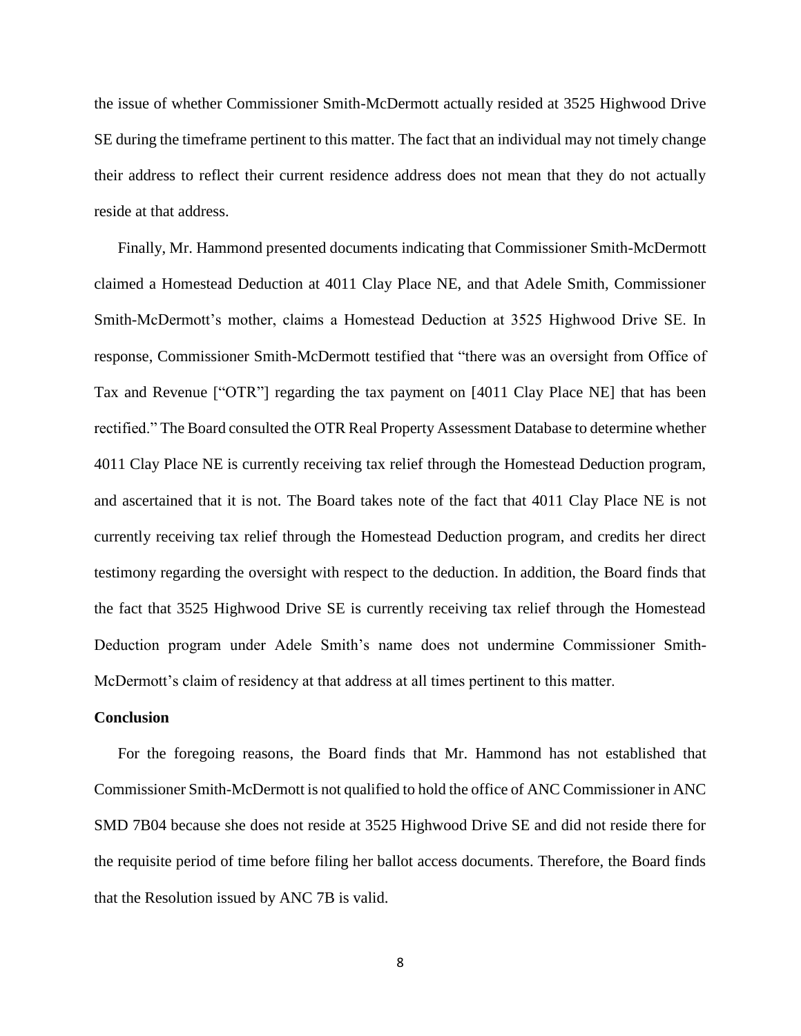the issue of whether Commissioner Smith-McDermott actually resided at 3525 Highwood Drive SE during the timeframe pertinent to this matter. The fact that an individual may not timely change their address to reflect their current residence address does not mean that they do not actually reside at that address.

Finally, Mr. Hammond presented documents indicating that Commissioner Smith-McDermott claimed a Homestead Deduction at 4011 Clay Place NE, and that Adele Smith, Commissioner Smith-McDermott's mother, claims a Homestead Deduction at 3525 Highwood Drive SE. In response, Commissioner Smith-McDermott testified that "there was an oversight from Office of Tax and Revenue ["OTR"] regarding the tax payment on [4011 Clay Place NE] that has been rectified." The Board consulted the OTR Real Property Assessment Database to determine whether 4011 Clay Place NE is currently receiving tax relief through the Homestead Deduction program, and ascertained that it is not. The Board takes note of the fact that 4011 Clay Place NE is not currently receiving tax relief through the Homestead Deduction program, and credits her direct testimony regarding the oversight with respect to the deduction. In addition, the Board finds that the fact that 3525 Highwood Drive SE is currently receiving tax relief through the Homestead Deduction program under Adele Smith's name does not undermine Commissioner Smith-McDermott's claim of residency at that address at all times pertinent to this matter.

**Conclusion**

For the foregoing reasons, the Board finds that Mr. Hammond has not established that Commissioner Smith-McDermott is not qualified to hold the office of ANC Commissioner in ANC SMD 7B04 because she does not reside at 3525 Highwood Drive SE and did not reside there for the requisite period of time before filing her ballot access documents. Therefore, the Board finds that the Resolution issued by ANC 7B is valid.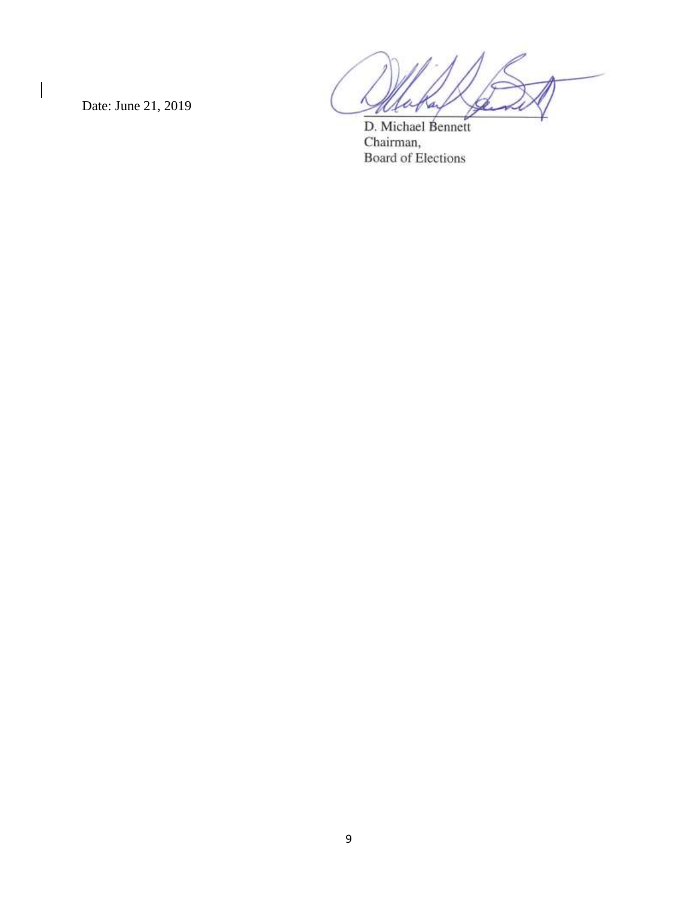Date: June 21, 2019

D. Michael Bennett
Chairman,
Board of Elections